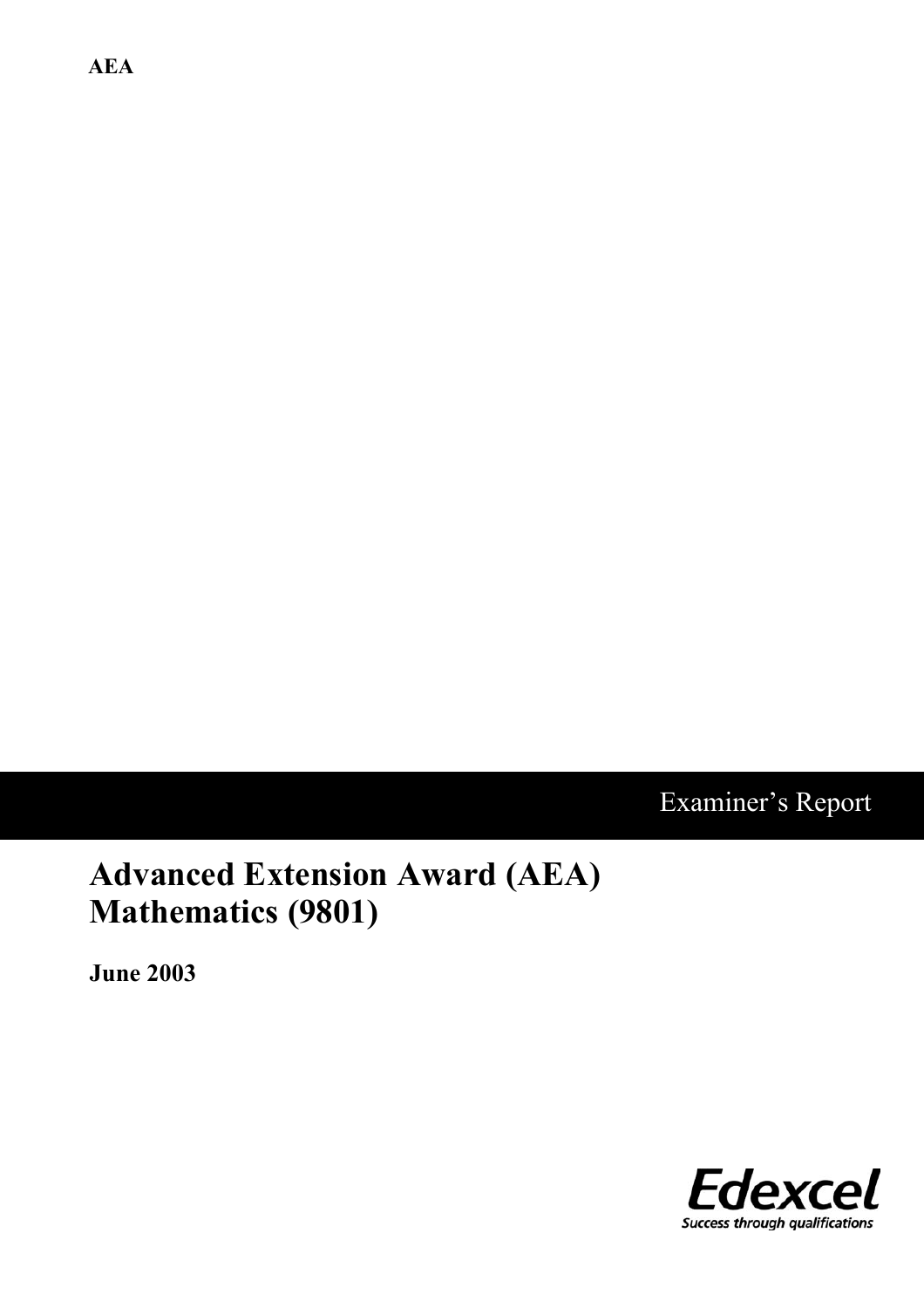**AEA**

Examiner's Report

# Advanced Extension Award (AEA) Mathematics (9801)

**June 2003**

Edexcel

Success through qualifications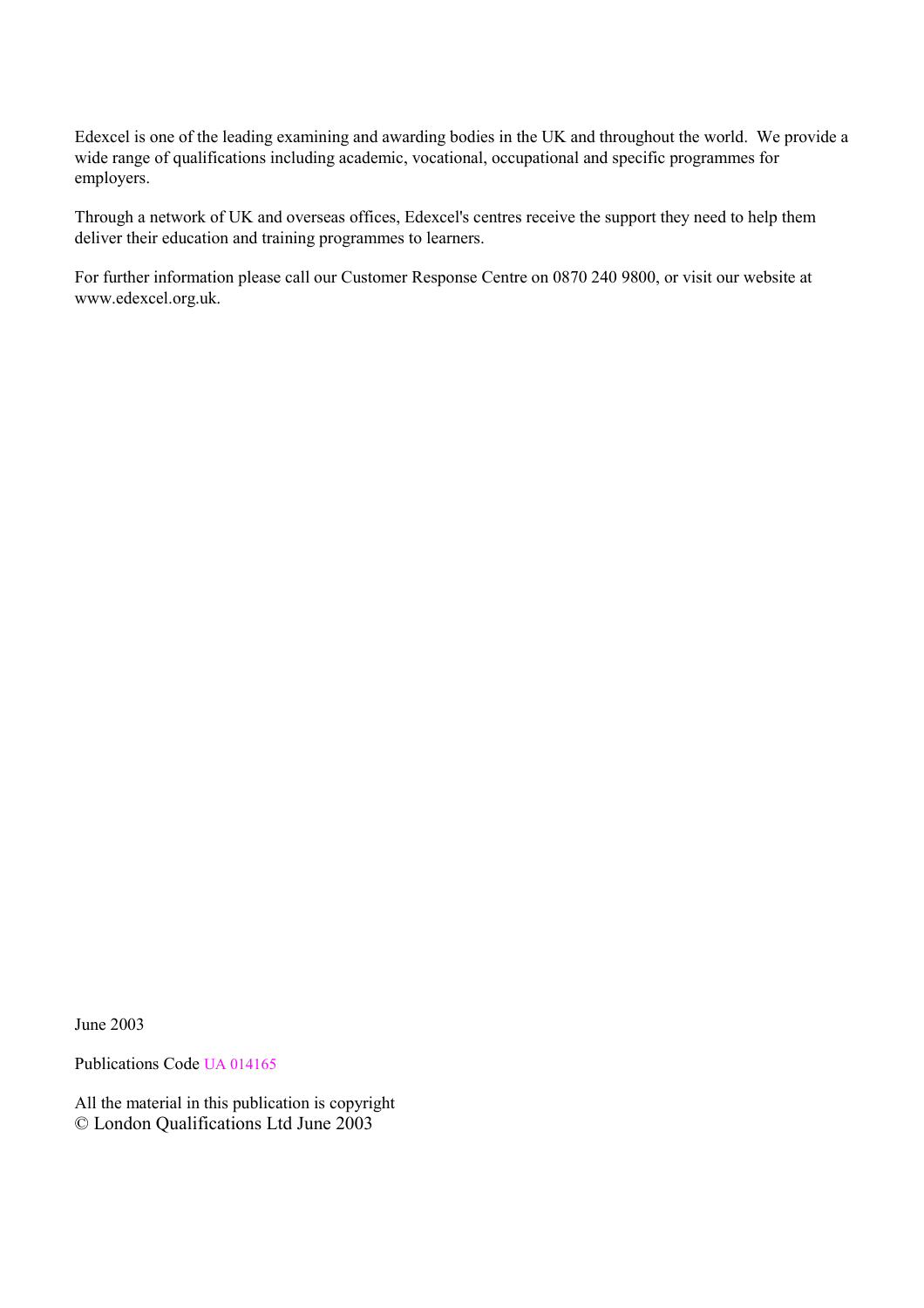Edexcel is one of the leading examining and awarding bodies in the UK and throughout the world. We provide a wide range of qualifications including academic, vocational, occupational and specific programmes for employers.

Through a network of UK and overseas offices, Edexcel's centres receive the support they need to help them deliver their education and training programmes to learners.

For further information please call our Customer Response Centre on 0870 240 9800, or visit our website at www.edexcel.org.uk.

June 2003

Publications Code UA 014165

All the material in this publication is copyright
© London Qualifications Ltd June 2003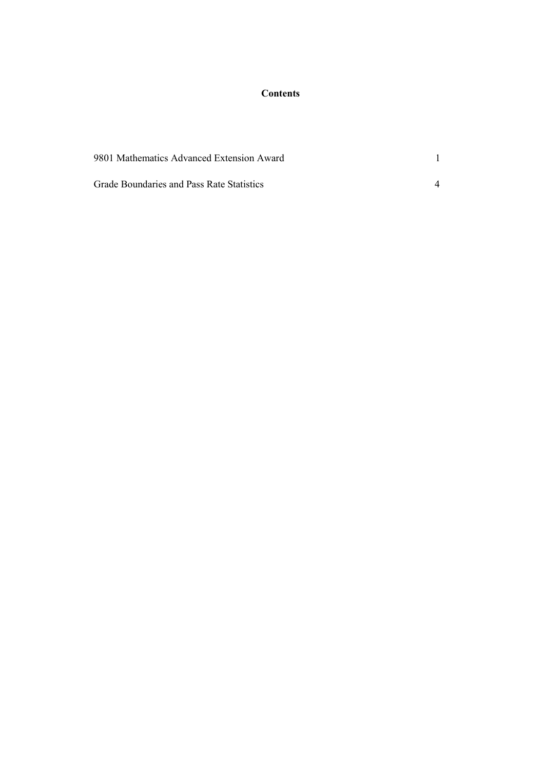# Contents

| | |
|---|---|
| 9801 Mathematics Advanced Extension Award | 1 |
| Grade Boundaries and Pass Rate Statistics | 4 |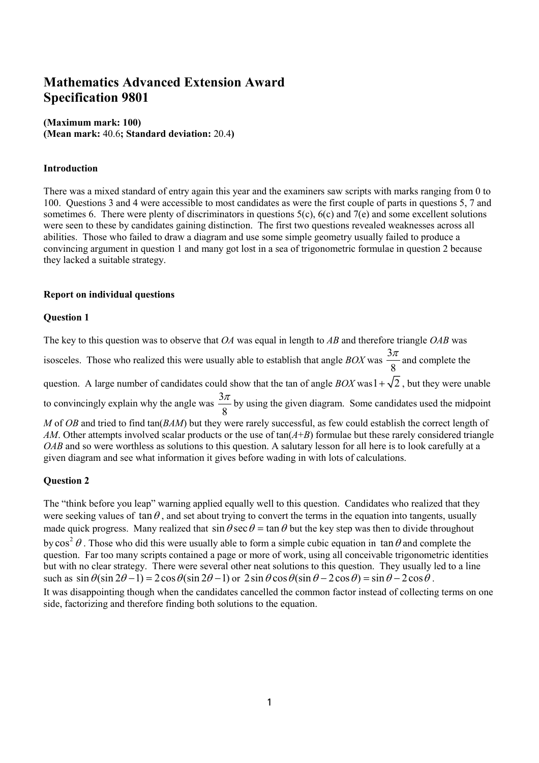# Mathematics Advanced Extension Award
# Specification 9801

**(Maximum mark: 100)**
**(Mean mark:** 40.6**; Standard deviation:** 20.4**)**

**Introduction**

There was a mixed standard of entry again this year and the examiners saw scripts with marks ranging from 0 to 100. Questions 3 and 4 were accessible to most candidates as were the first couple of parts in questions 5, 7 and sometimes 6. There were plenty of discriminators in questions 5(c), 6(c) and 7(e) and some excellent solutions were seen to these by candidates gaining distinction. The first two questions revealed weaknesses across all abilities. Those who failed to draw a diagram and use some simple geometry usually failed to produce a convincing argument in question 1 and many got lost in a sea of trigonometric formulae in question 2 because they lacked a suitable strategy.

**Report on individual questions**

**Question 1**

The key to this question was to observe that *OA* was equal in length to *AB* and therefore triangle *OAB* was isosceles. Those who realized this were usually able to establish that angle *BOX* was $\frac{3\pi}{8}$ and complete the question. A large number of candidates could show that the tan of angle *BOX* was $1+\sqrt{2}$, but they were unable to convincingly explain why the angle was $\frac{3\pi}{8}$ by using the given diagram. Some candidates used the midpoint *M* of *OB* and tried to find tan(*BAM*) but they were rarely successful, as few could establish the correct length of *AM*. Other attempts involved scalar products or the use of tan(*A*+*B*) formulae but these rarely considered triangle *OAB* and so were worthless as solutions to this question. A salutary lesson for all here is to look carefully at a given diagram and see what information it gives before wading in with lots of calculations.

**Question 2**

The "think before you leap" warning applied equally well to this question. Candidates who realized that they were seeking values of $\tan\theta$, and set about trying to convert the terms in the equation into tangents, usually made quick progress. Many realized that $\sin\theta\sec\theta = \tan\theta$ but the key step was then to divide throughout by $\cos^2\theta$. Those who did this were usually able to form a simple cubic equation in $\tan\theta$ and complete the question. Far too many scripts contained a page or more of work, using all conceivable trigonometric identities but with no clear strategy. There were several other neat solutions to this question. They usually led to a line such as $\sin\theta(\sin 2\theta - 1) = 2\cos\theta(\sin 2\theta - 1)$ or $2\sin\theta\cos\theta(\sin\theta - 2\cos\theta) = \sin\theta - 2\cos\theta$.
It was disappointing though when the candidates cancelled the common factor instead of collecting terms on one side, factorizing and therefore finding both solutions to the equation.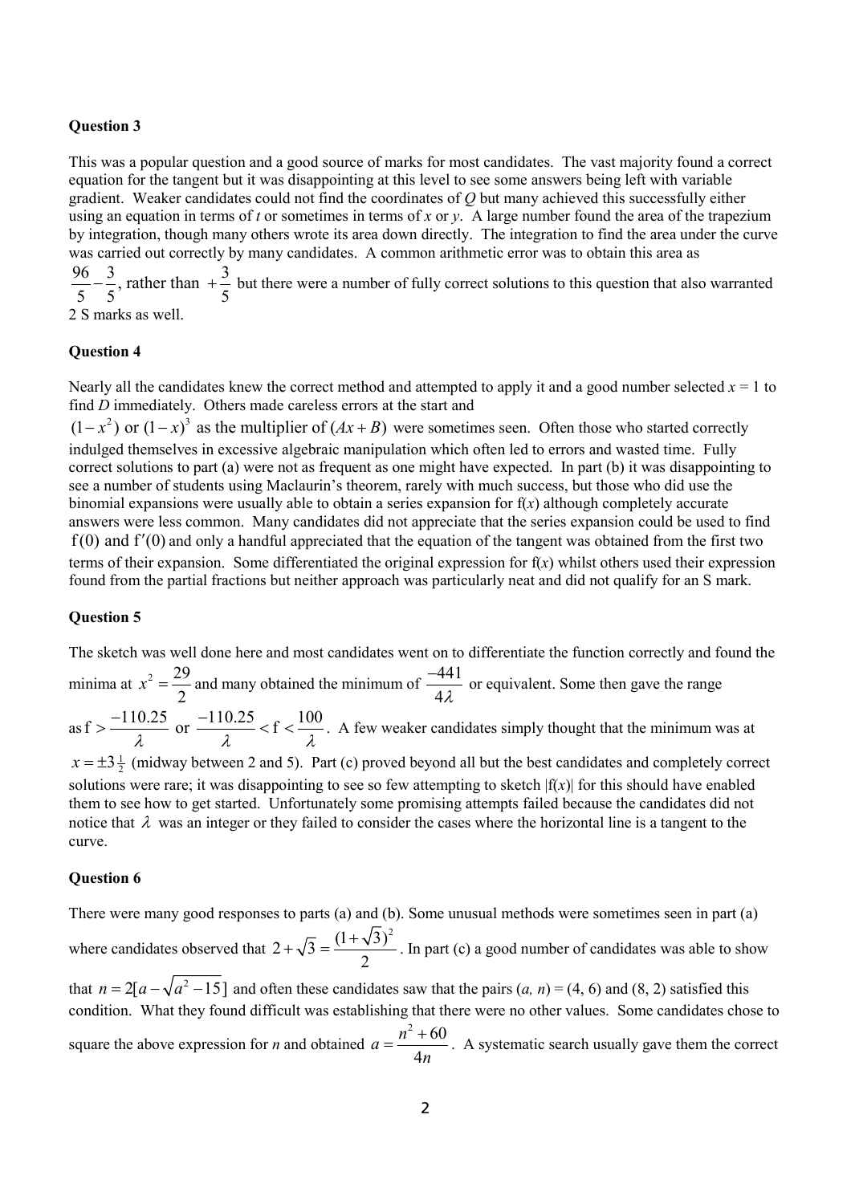**Question 3**

This was a popular question and a good source of marks for most candidates. The vast majority found a correct equation for the tangent but it was disappointing at this level to see some answers being left with variable gradient. Weaker candidates could not find the coordinates of *Q* but many achieved this successfully either using an equation in terms of *t* or sometimes in terms of *x* or *y*. A large number found the area of the trapezium by integration, though many others wrote its area down directly. The integration to find the area under the curve was carried out correctly by many candidates. A common arithmetic error was to obtain this area as $\frac{96}{5}-\frac{3}{5}$, rather than $+\frac{3}{5}$ but there were a number of fully correct solutions to this question that also warranted 2 S marks as well.

**Question 4**

Nearly all the candidates knew the correct method and attempted to apply it and a good number selected $x = 1$ to find $D$ immediately. Others made careless errors at the start and $(1-x^2)$ or $(1-x)^3$ as the multiplier of $(Ax+B)$ were sometimes seen. Often those who started correctly indulged themselves in excessive algebraic manipulation which often led to errors and wasted time. Fully correct solutions to part (a) were not as frequent as one might have expected. In part (b) it was disappointing to see a number of students using Maclaurin's theorem, rarely with much success, but those who did use the binomial expansions were usually able to obtain a series expansion for f(*x*) although completely accurate answers were less common. Many candidates did not appreciate that the series expansion could be used to find $\mathrm{f}(0)$ and $\mathrm{f}'(0)$ and only a handful appreciated that the equation of the tangent was obtained from the first two terms of their expansion. Some differentiated the original expression for f(*x*) whilst others used their expression found from the partial fractions but neither approach was particularly neat and did not qualify for an S mark.

**Question 5**

The sketch was well done here and most candidates went on to differentiate the function correctly and found the minima at $x^2 = \frac{29}{2}$ and many obtained the minimum of $\frac{-441}{4\lambda}$ or equivalent. Some then gave the range as $\mathrm{f} > \frac{-110.25}{\lambda}$ or $\frac{-110.25}{\lambda} < \mathrm{f} < \frac{100}{\lambda}$. A few weaker candidates simply thought that the minimum was at $x = \pm 3\frac{1}{2}$ (midway between 2 and 5). Part (c) proved beyond all but the best candidates and completely correct solutions were rare; it was disappointing to see so few attempting to sketch |f(*x*)| for this should have enabled them to see how to get started. Unfortunately some promising attempts failed because the candidates did not notice that $\lambda$ was an integer or they failed to consider the cases where the horizontal line is a tangent to the curve.

**Question 6**

There were many good responses to parts (a) and (b). Some unusual methods were sometimes seen in part (a) where candidates observed that $2+\sqrt{3} = \frac{(1+\sqrt{3})^2}{2}$. In part (c) a good number of candidates was able to show that $n = 2[a-\sqrt{a^2-15}]$ and often these candidates saw that the pairs $(a, n) = (4, 6)$ and $(8, 2)$ satisfied this condition. What they found difficult was establishing that there were no other values. Some candidates chose to square the above expression for *n* and obtained $a = \frac{n^2+60}{4n}$. A systematic search usually gave them the correct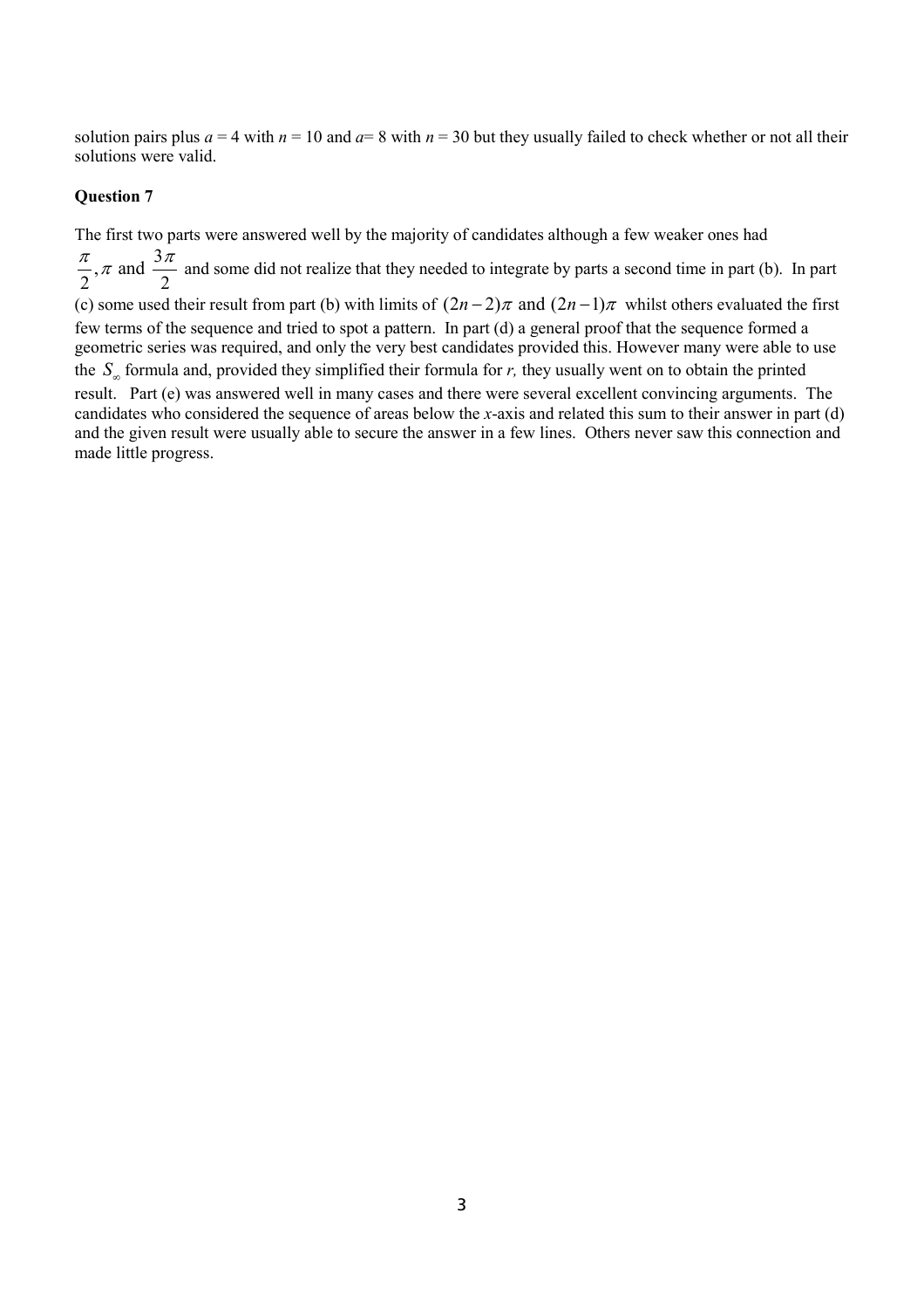solution pairs plus $a = 4$ with $n = 10$ and $a= 8$ with $n = 30$ but they usually failed to check whether or not all their solutions were valid.

**Question 7**

The first two parts were answered well by the majority of candidates although a few weaker ones had $\frac{\pi}{2}, \pi$ and $\frac{3\pi}{2}$ and some did not realize that they needed to integrate by parts a second time in part (b). In part (c) some used their result from part (b) with limits of $(2n-2)\pi$ and $(2n-1)\pi$ whilst others evaluated the first few terms of the sequence and tried to spot a pattern. In part (d) a general proof that the sequence formed a geometric series was required, and only the very best candidates provided this. However many were able to use the $S_\infty$ formula and, provided they simplified their formula for *r,* they usually went on to obtain the printed result. Part (e) was answered well in many cases and there were several excellent convincing arguments. The candidates who considered the sequence of areas below the *x*-axis and related this sum to their answer in part (d) and the given result were usually able to secure the answer in a few lines. Others never saw this connection and made little progress.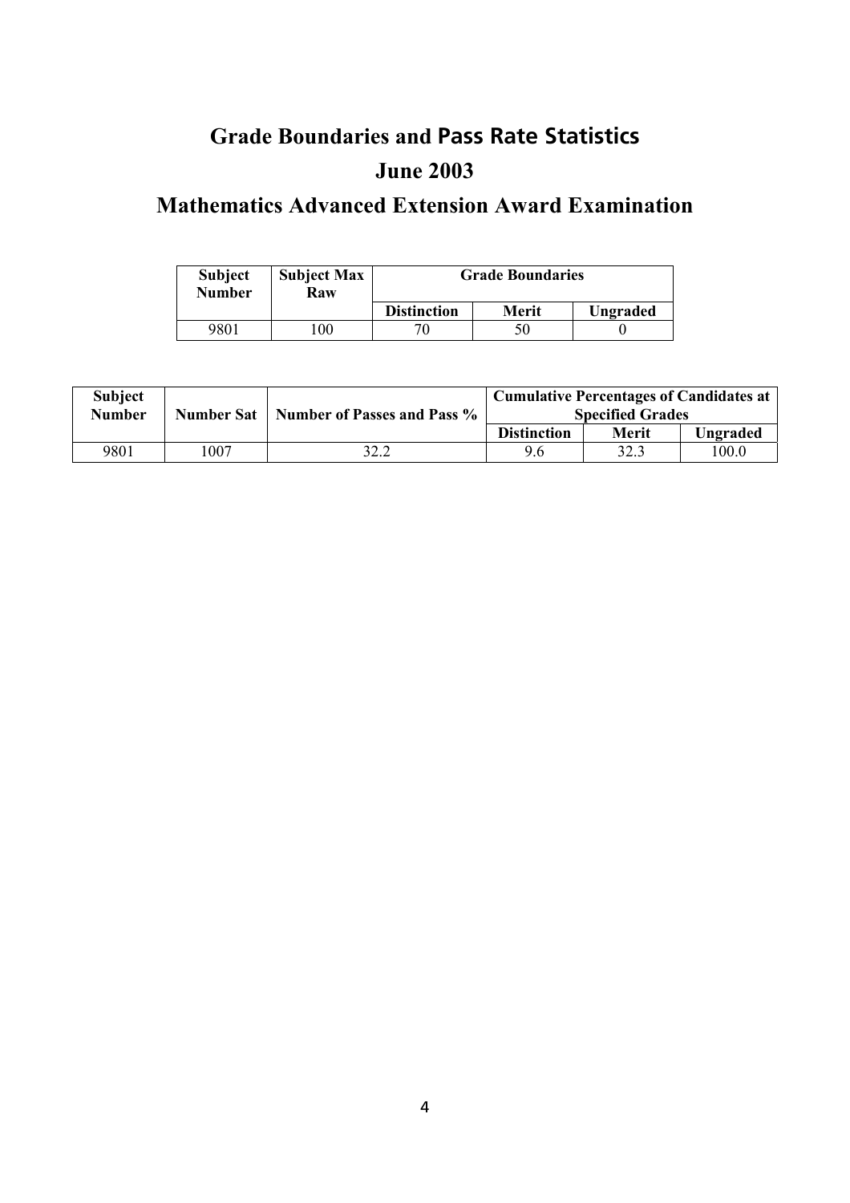# Grade Boundaries and Pass Rate Statistics

## June 2003

## Mathematics Advanced Extension Award Examination

| Subject Number | Subject Max Raw | Grade Boundaries | | |
|---|---|---|---|---|
| | | Distinction | Merit | Ungraded |
| 9801 | 100 | 70 | 50 | 0 |

| Subject Number | Number Sat | Number of Passes and Pass % | Cumulative Percentages of Candidates at Specified Grades | | |
|---|---|---|---|---|---|
| | | | Distinction | Merit | Ungraded |
| 9801 | 1007 | 32.2 | 9.6 | 32.3 | 100.0 |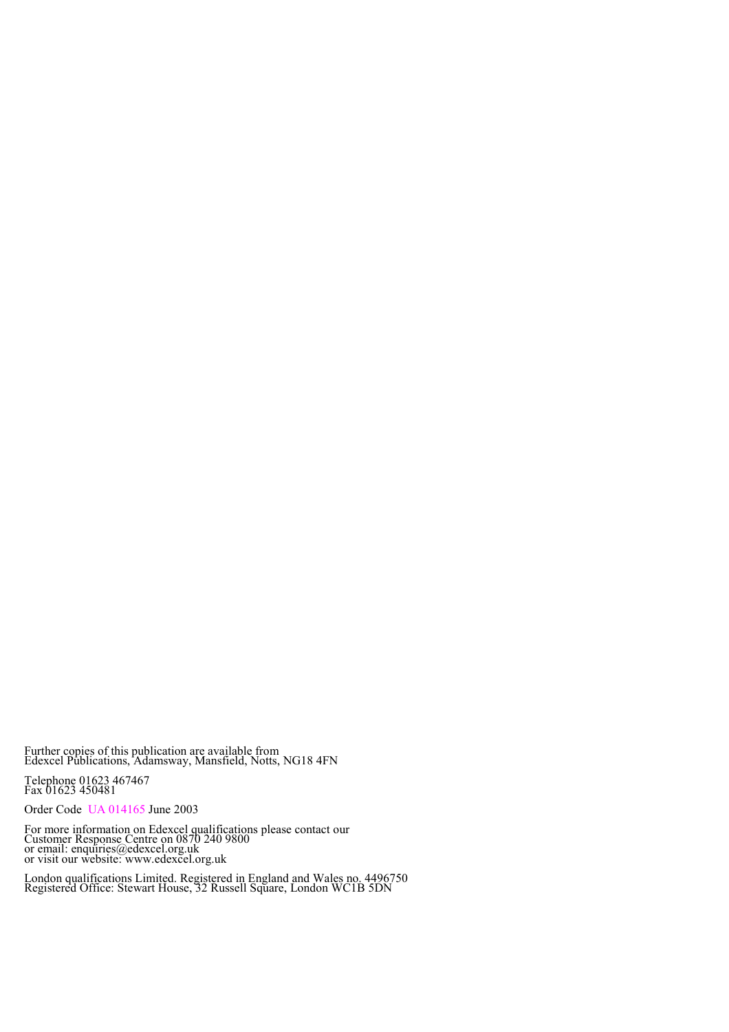Further copies of this publication are available from
Edexcel Publications, Adamsway, Mansfield, Notts, NG18 4FN

Telephone 01623 467467
Fax 01623 450481

Order Code UA 014165 June 2003

For more information on Edexcel qualifications please contact our
Customer Response Centre on 0870 240 9800
or email: enquiries@edexcel.org.uk
or visit our website: www.edexcel.org.uk

London qualifications Limited. Registered in England and Wales no. 4496750
Registered Office: Stewart House, 32 Russell Square, London WC1B 5DN